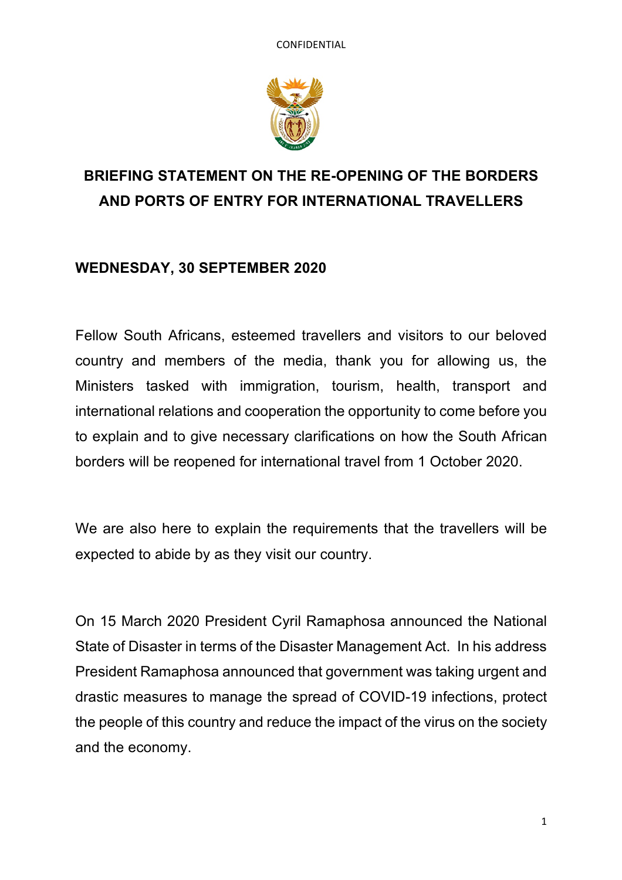CONFIDENTIAL

# BRIEFING STATEMENT ON THE RE-OPENING OF THE BORDERS AND PORTS OF ENTRY FOR INTERNATIONAL TRAVELLERS

**WEDNESDAY, 30 SEPTEMBER 2020**

Fellow South Africans, esteemed travellers and visitors to our beloved country and members of the media, thank you for allowing us, the Ministers tasked with immigration, tourism, health, transport and international relations and cooperation the opportunity to come before you to explain and to give necessary clarifications on how the South African borders will be reopened for international travel from 1 October 2020.

We are also here to explain the requirements that the travellers will be expected to abide by as they visit our country.

On 15 March 2020 President Cyril Ramaphosa announced the National State of Disaster in terms of the Disaster Management Act. In his address President Ramaphosa announced that government was taking urgent and drastic measures to manage the spread of COVID-19 infections, protect the people of this country and reduce the impact of the virus on the society and the economy.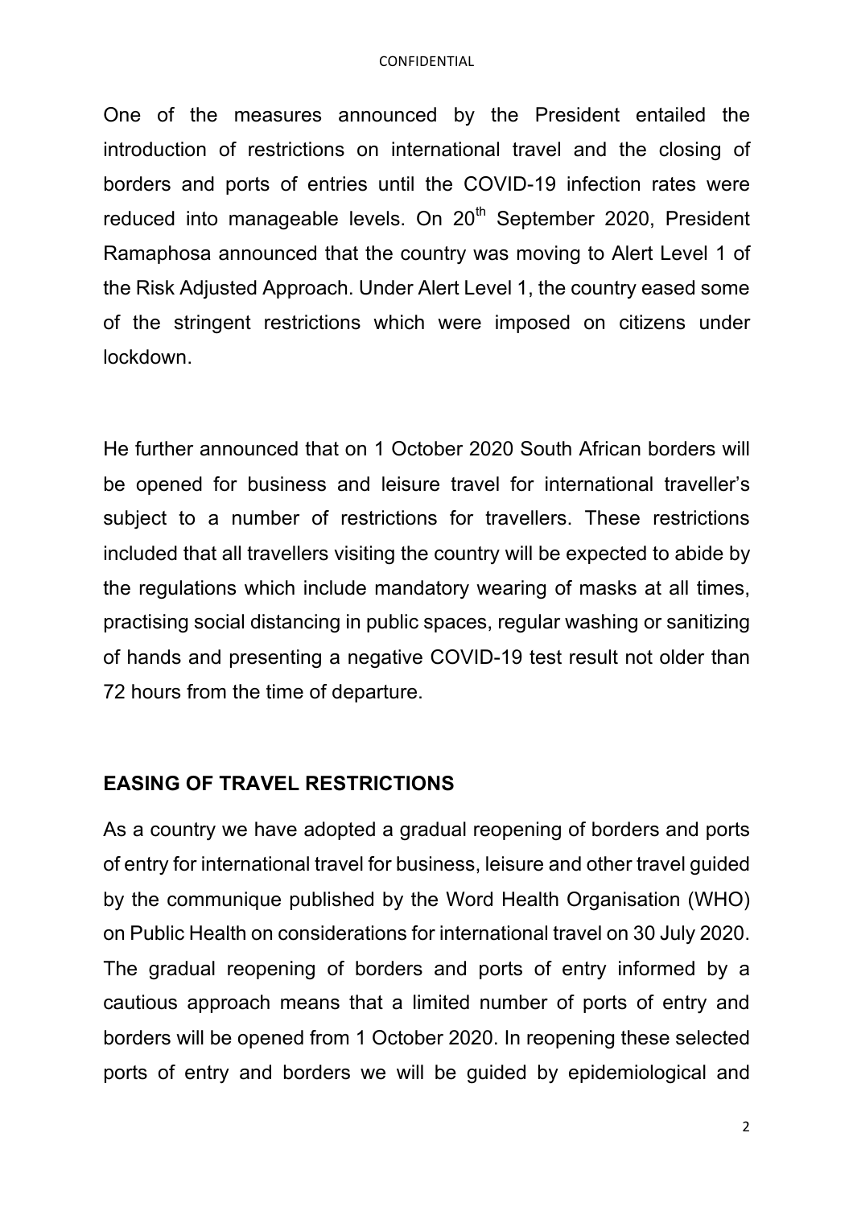One of the measures announced by the President entailed the introduction of restrictions on international travel and the closing of borders and ports of entries until the COVID-19 infection rates were reduced into manageable levels. On 20th September 2020, President Ramaphosa announced that the country was moving to Alert Level 1 of the Risk Adjusted Approach. Under Alert Level 1, the country eased some of the stringent restrictions which were imposed on citizens under lockdown.

He further announced that on 1 October 2020 South African borders will be opened for business and leisure travel for international traveller's subject to a number of restrictions for travellers. These restrictions included that all travellers visiting the country will be expected to abide by the regulations which include mandatory wearing of masks at all times, practising social distancing in public spaces, regular washing or sanitizing of hands and presenting a negative COVID-19 test result not older than 72 hours from the time of departure.

**EASING OF TRAVEL RESTRICTIONS**

As a country we have adopted a gradual reopening of borders and ports of entry for international travel for business, leisure and other travel guided by the communique published by the Word Health Organisation (WHO) on Public Health on considerations for international travel on 30 July 2020. The gradual reopening of borders and ports of entry informed by a cautious approach means that a limited number of ports of entry and borders will be opened from 1 October 2020. In reopening these selected ports of entry and borders we will be guided by epidemiological and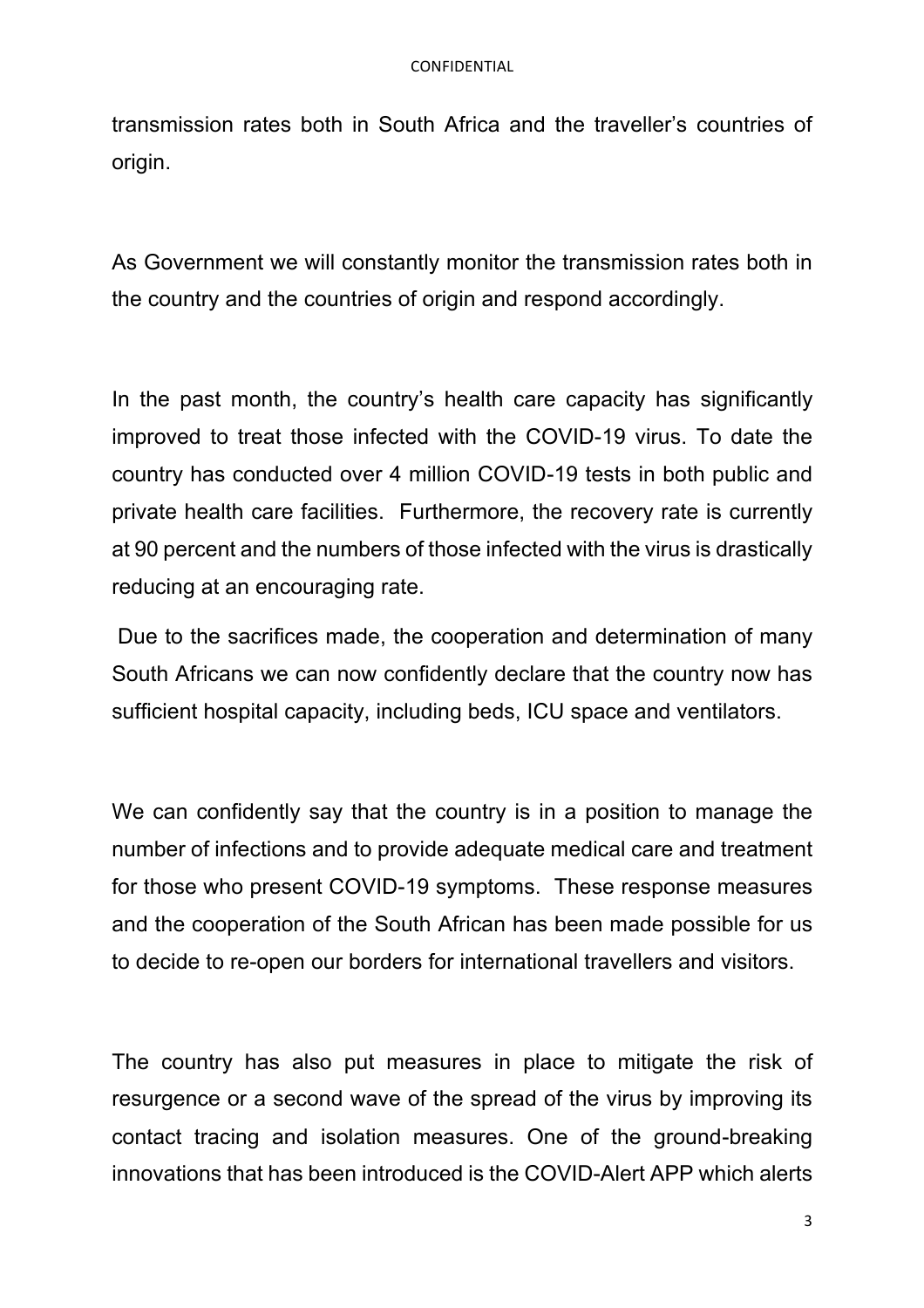transmission rates both in South Africa and the traveller's countries of origin.

As Government we will constantly monitor the transmission rates both in the country and the countries of origin and respond accordingly.

In the past month, the country's health care capacity has significantly improved to treat those infected with the COVID-19 virus. To date the country has conducted over 4 million COVID-19 tests in both public and private health care facilities. Furthermore, the recovery rate is currently at 90 percent and the numbers of those infected with the virus is drastically reducing at an encouraging rate.

Due to the sacrifices made, the cooperation and determination of many South Africans we can now confidently declare that the country now has sufficient hospital capacity, including beds, ICU space and ventilators.

We can confidently say that the country is in a position to manage the number of infections and to provide adequate medical care and treatment for those who present COVID-19 symptoms. These response measures and the cooperation of the South African has been made possible for us to decide to re-open our borders for international travellers and visitors.

The country has also put measures in place to mitigate the risk of resurgence or a second wave of the spread of the virus by improving its contact tracing and isolation measures. One of the ground-breaking innovations that has been introduced is the COVID-Alert APP which alerts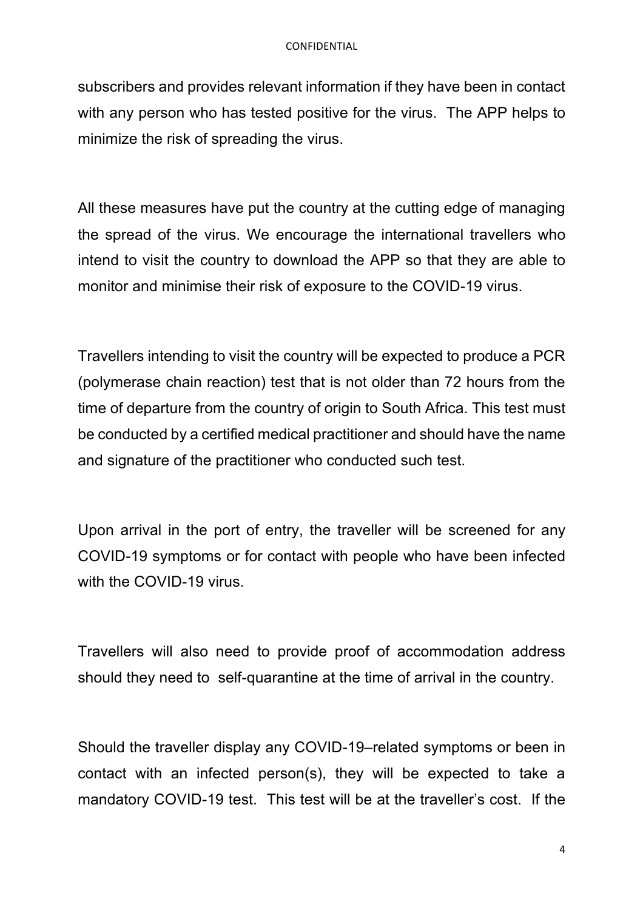subscribers and provides relevant information if they have been in contact with any person who has tested positive for the virus. The APP helps to minimize the risk of spreading the virus.

All these measures have put the country at the cutting edge of managing the spread of the virus. We encourage the international travellers who intend to visit the country to download the APP so that they are able to monitor and minimise their risk of exposure to the COVID-19 virus.

Travellers intending to visit the country will be expected to produce a PCR (polymerase chain reaction) test that is not older than 72 hours from the time of departure from the country of origin to South Africa. This test must be conducted by a certified medical practitioner and should have the name and signature of the practitioner who conducted such test.

Upon arrival in the port of entry, the traveller will be screened for any COVID-19 symptoms or for contact with people who have been infected with the COVID-19 virus.

Travellers will also need to provide proof of accommodation address should they need to self-quarantine at the time of arrival in the country.

Should the traveller display any COVID-19–related symptoms or been in contact with an infected person(s), they will be expected to take a mandatory COVID-19 test. This test will be at the traveller's cost. If the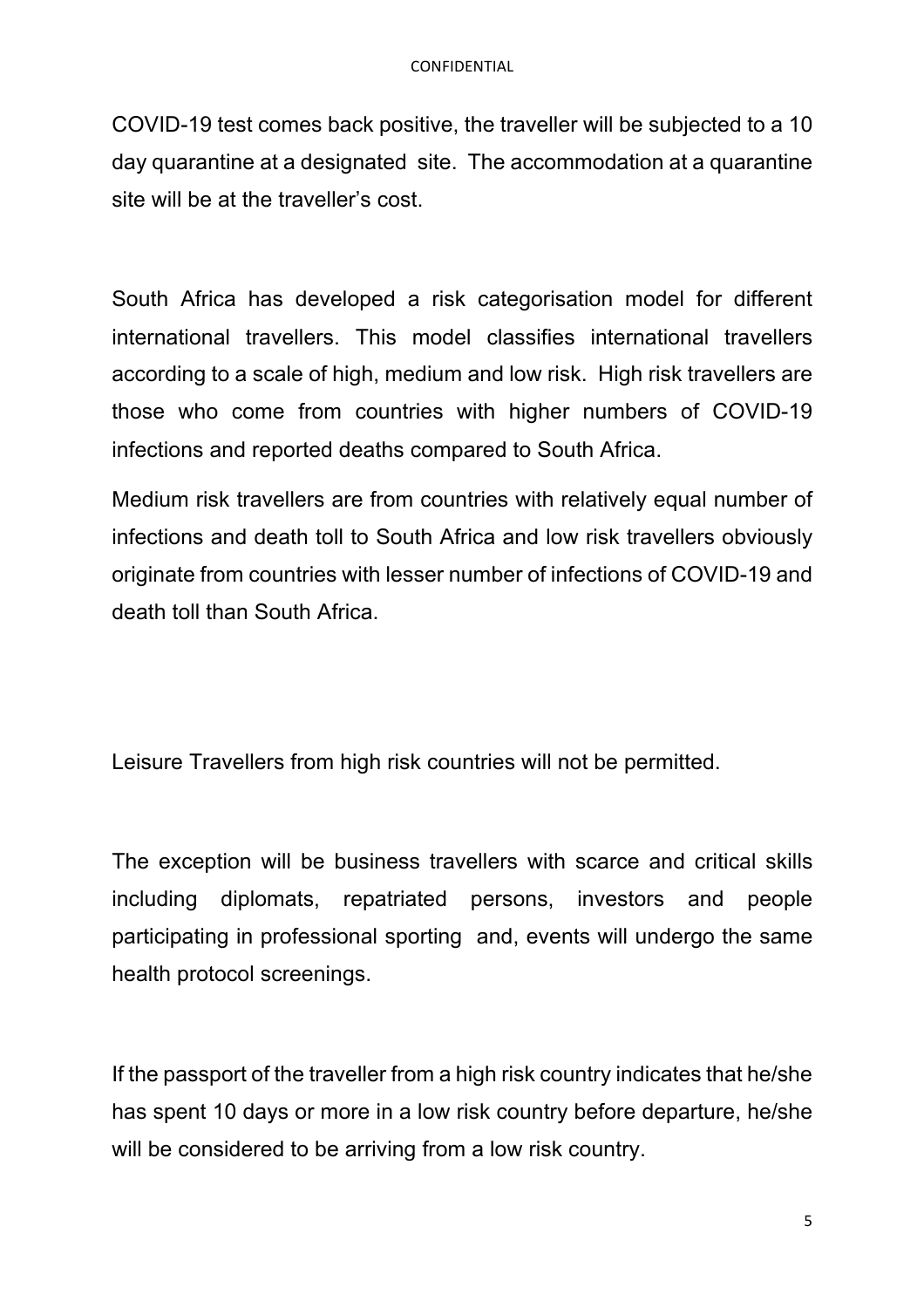COVID-19 test comes back positive, the traveller will be subjected to a 10 day quarantine at a designated site. The accommodation at a quarantine site will be at the traveller's cost.

South Africa has developed a risk categorisation model for different international travellers. This model classifies international travellers according to a scale of high, medium and low risk. High risk travellers are those who come from countries with higher numbers of COVID-19 infections and reported deaths compared to South Africa.

Medium risk travellers are from countries with relatively equal number of infections and death toll to South Africa and low risk travellers obviously originate from countries with lesser number of infections of COVID-19 and death toll than South Africa.

Leisure Travellers from high risk countries will not be permitted.

The exception will be business travellers with scarce and critical skills including diplomats, repatriated persons, investors and people participating in professional sporting and, events will undergo the same health protocol screenings.

If the passport of the traveller from a high risk country indicates that he/she has spent 10 days or more in a low risk country before departure, he/she will be considered to be arriving from a low risk country.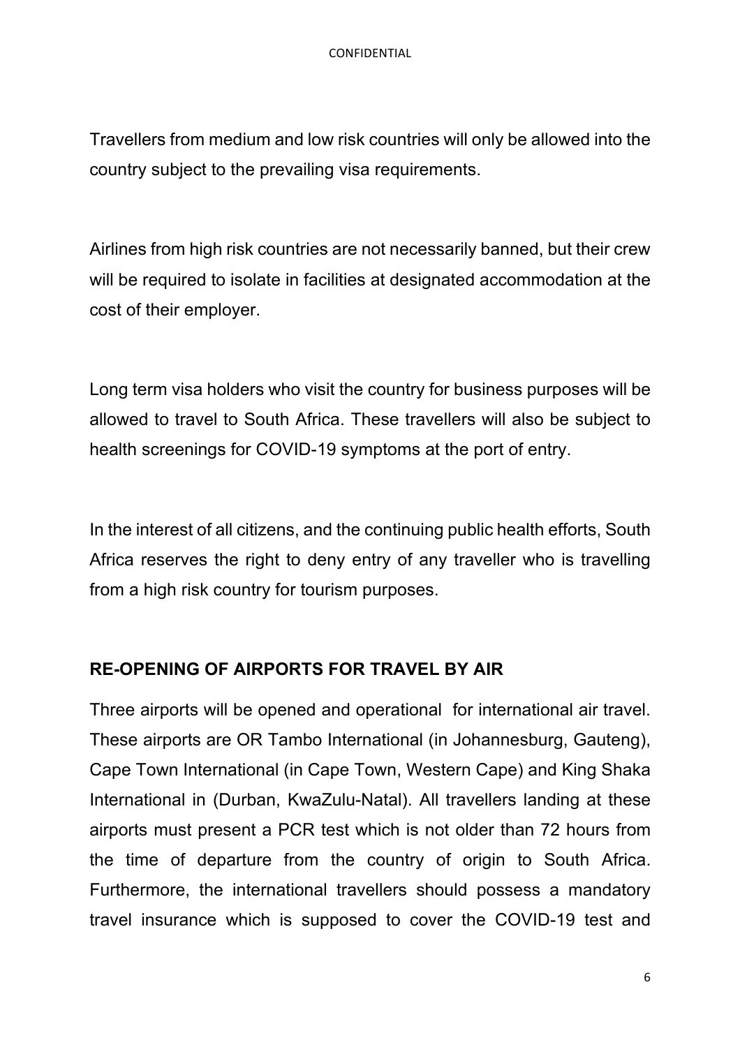Travellers from medium and low risk countries will only be allowed into the country subject to the prevailing visa requirements.

Airlines from high risk countries are not necessarily banned, but their crew will be required to isolate in facilities at designated accommodation at the cost of their employer.

Long term visa holders who visit the country for business purposes will be allowed to travel to South Africa. These travellers will also be subject to health screenings for COVID-19 symptoms at the port of entry.

In the interest of all citizens, and the continuing public health efforts, South Africa reserves the right to deny entry of any traveller who is travelling from a high risk country for tourism purposes.

**RE-OPENING OF AIRPORTS FOR TRAVEL BY AIR**

Three airports will be opened and operational for international air travel. These airports are OR Tambo International (in Johannesburg, Gauteng), Cape Town International (in Cape Town, Western Cape) and King Shaka International in (Durban, KwaZulu-Natal). All travellers landing at these airports must present a PCR test which is not older than 72 hours from the time of departure from the country of origin to South Africa. Furthermore, the international travellers should possess a mandatory travel insurance which is supposed to cover the COVID-19 test and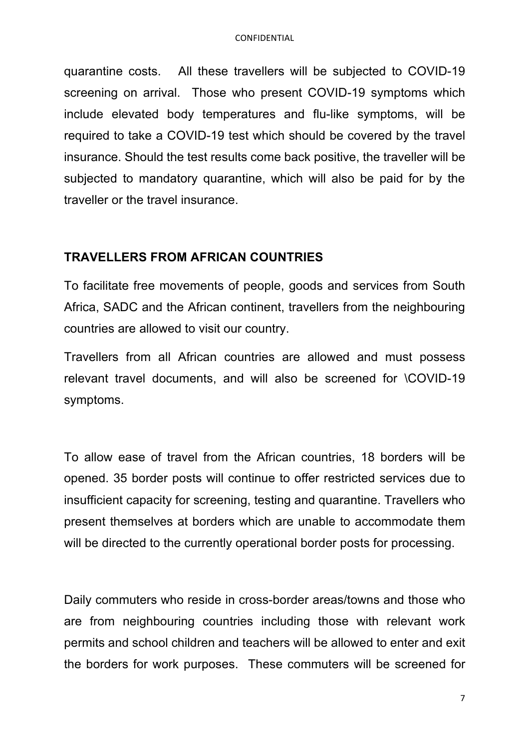quarantine costs. All these travellers will be subjected to COVID-19 screening on arrival. Those who present COVID-19 symptoms which include elevated body temperatures and flu-like symptoms, will be required to take a COVID-19 test which should be covered by the travel insurance. Should the test results come back positive, the traveller will be subjected to mandatory quarantine, which will also be paid for by the traveller or the travel insurance.

**TRAVELLERS FROM AFRICAN COUNTRIES**

To facilitate free movements of people, goods and services from South Africa, SADC and the African continent, travellers from the neighbouring countries are allowed to visit our country.

Travellers from all African countries are allowed and must possess relevant travel documents, and will also be screened for \COVID-19 symptoms.

To allow ease of travel from the African countries, 18 borders will be opened. 35 border posts will continue to offer restricted services due to insufficient capacity for screening, testing and quarantine. Travellers who present themselves at borders which are unable to accommodate them will be directed to the currently operational border posts for processing.

Daily commuters who reside in cross-border areas/towns and those who are from neighbouring countries including those with relevant work permits and school children and teachers will be allowed to enter and exit the borders for work purposes. These commuters will be screened for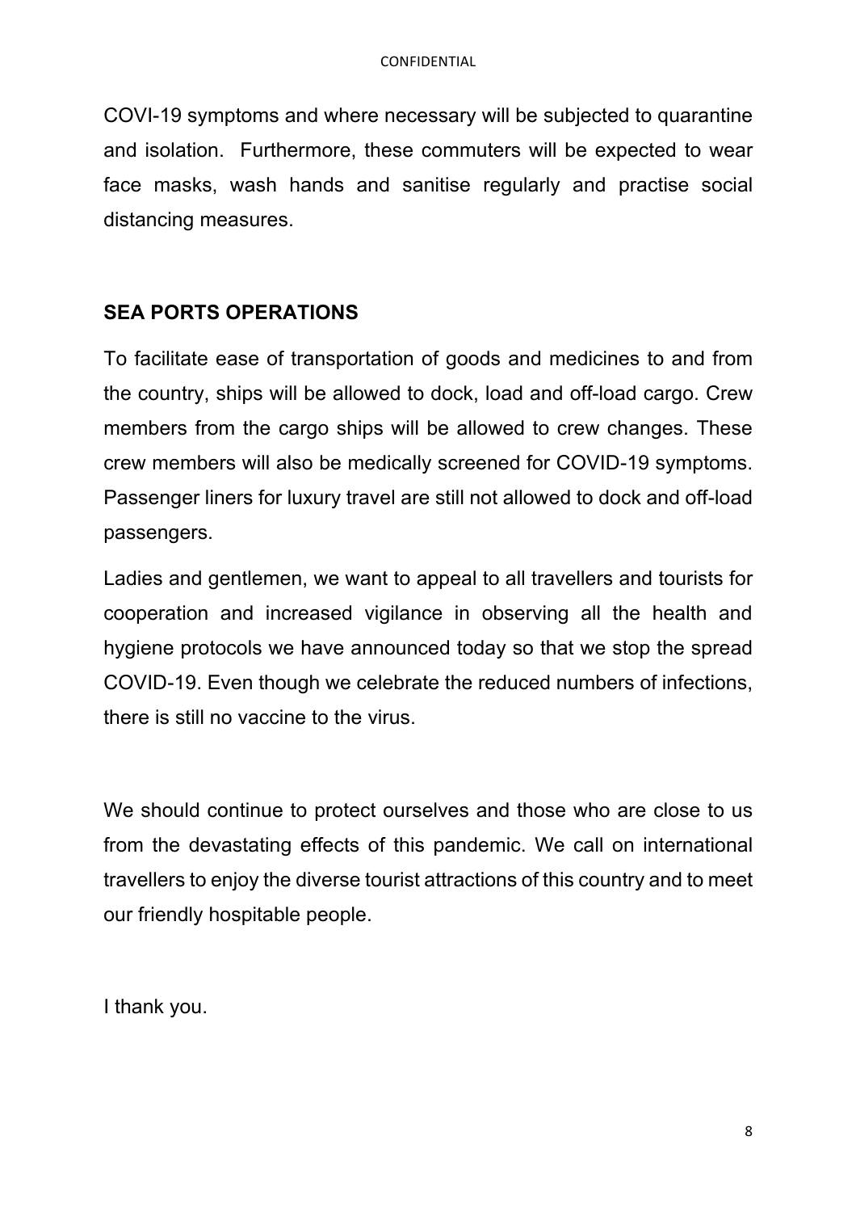COVI-19 symptoms and where necessary will be subjected to quarantine and isolation. Furthermore, these commuters will be expected to wear face masks, wash hands and sanitise regularly and practise social distancing measures.

## SEA PORTS OPERATIONS

To facilitate ease of transportation of goods and medicines to and from the country, ships will be allowed to dock, load and off-load cargo. Crew members from the cargo ships will be allowed to crew changes. These crew members will also be medically screened for COVID-19 symptoms. Passenger liners for luxury travel are still not allowed to dock and off-load passengers.

Ladies and gentlemen, we want to appeal to all travellers and tourists for cooperation and increased vigilance in observing all the health and hygiene protocols we have announced today so that we stop the spread COVID-19. Even though we celebrate the reduced numbers of infections, there is still no vaccine to the virus.

We should continue to protect ourselves and those who are close to us from the devastating effects of this pandemic. We call on international travellers to enjoy the diverse tourist attractions of this country and to meet our friendly hospitable people.

I thank you.